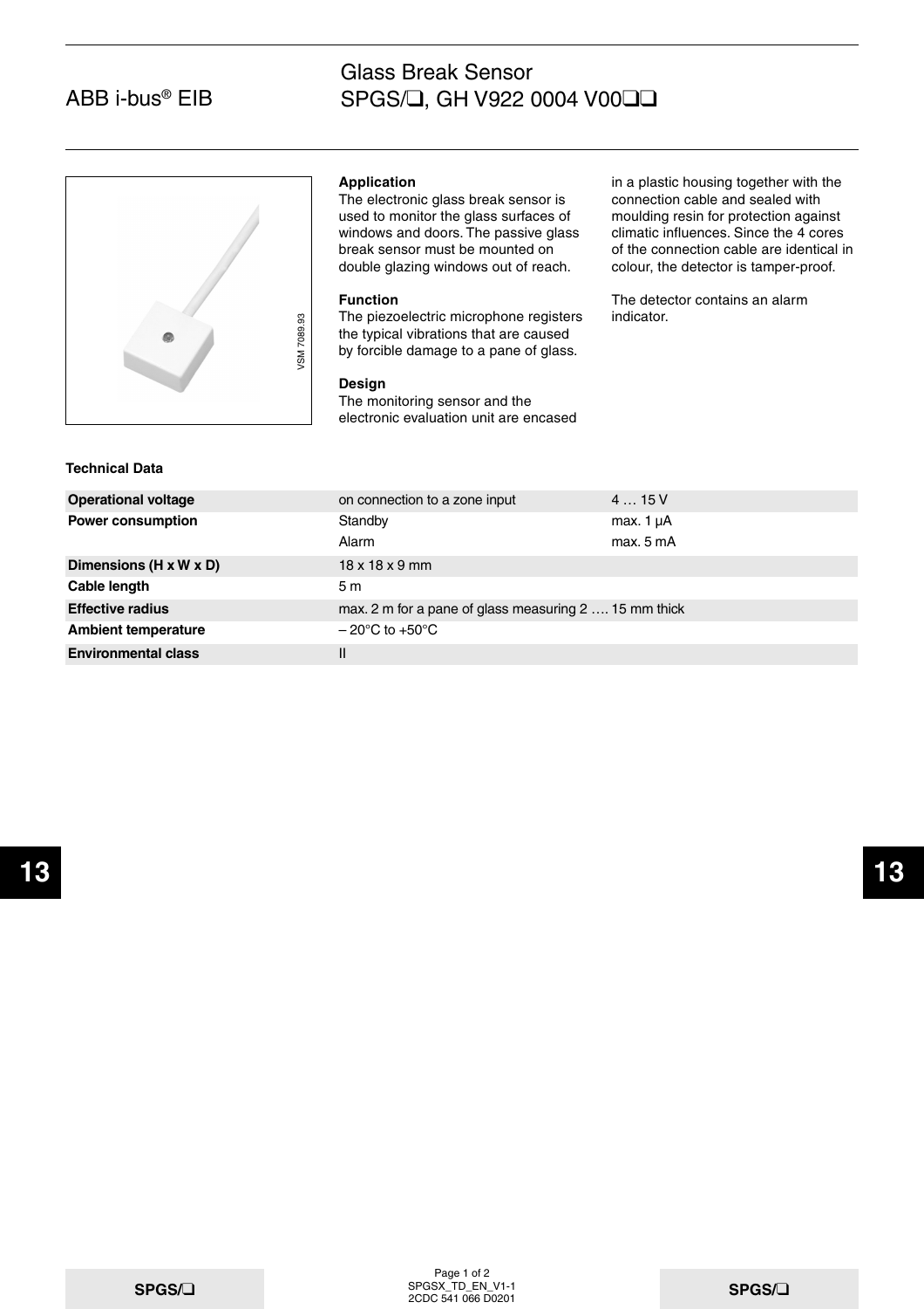ABB i-bus® EIB

# Glass Break Sensor SPGS/❑, GH V922 0004 V00❑❑

VSM 7089.93

### Application

The electronic glass break sensor is used to monitor the glass surfaces of windows and doors. The passive glass break sensor must be mounted on double glazing windows out of reach.

### Function

The piezoelectric microphone registers the typical vibrations that are caused by forcible damage to a pane of glass.

### Design

The monitoring sensor and the electronic evaluation unit are encased in a plastic housing together with the connection cable and sealed with moulding resin for protection against climatic influences. Since the 4 cores of the connection cable are identical in colour, the detector is tamper-proof.

The detector contains an alarm indicator.

### Technical Data

| | | |
|---|---|---|
| **Operational voltage** | on connection to a zone input | 4 … 15 V |
| **Power consumption** | Standby | max. 1 µA |
| | Alarm | max. 5 mA |
| **Dimensions (H x W x D)** | 18 x 18 x 9 mm | |
| **Cable length** | 5 m | |
| **Effective radius** | max. 2 m for a pane of glass measuring 2 …. 15 mm thick | |
| **Ambient temperature** | – 20°C to +50°C | |
| **Environmental class** | II | |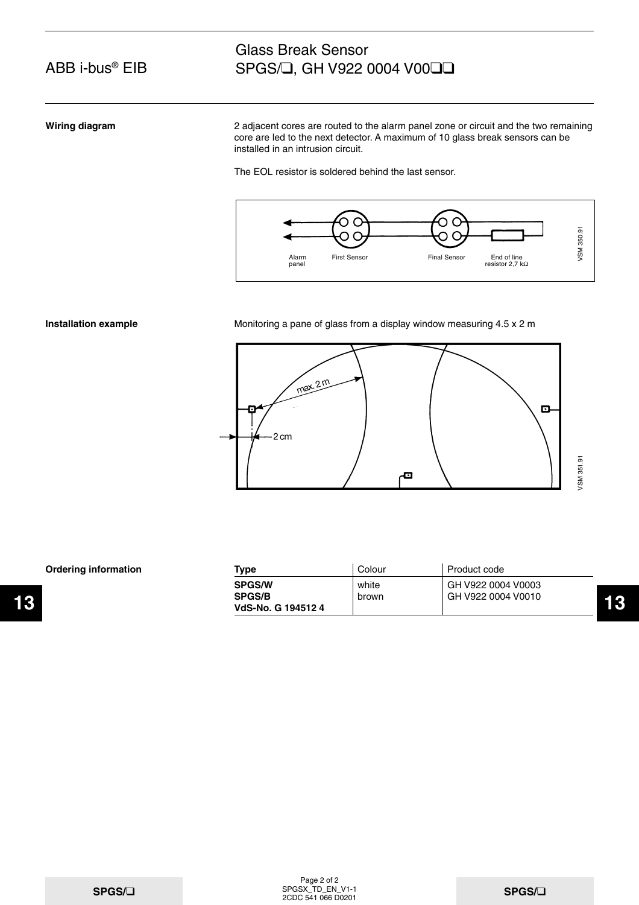## Wiring diagram

2 adjacent cores are routed to the alarm panel zone or circuit and the two remaining core are led to the next detector. A maximum of 10 glass break sensors can be installed in an intrusion circuit.

The EOL resistor is soldered behind the last sensor.

Alarm panel

First Sensor

Final Sensor

End of line resistor 2,7 kΩ

VSM 350.91

## Installation example

Monitoring a pane of glass from a display window measuring 4.5 x 2 m

max. 2 m

2 cm

VSM 351.91

## Ordering information

| Type | Colour | Product code |
|---|---|---|
| **SPGS/W** | white | GH V922 0004 V0003 |
| **SPGS/B** | brown | GH V922 0004 V0010 |
| **VdS-No. G 194512 4** | | |